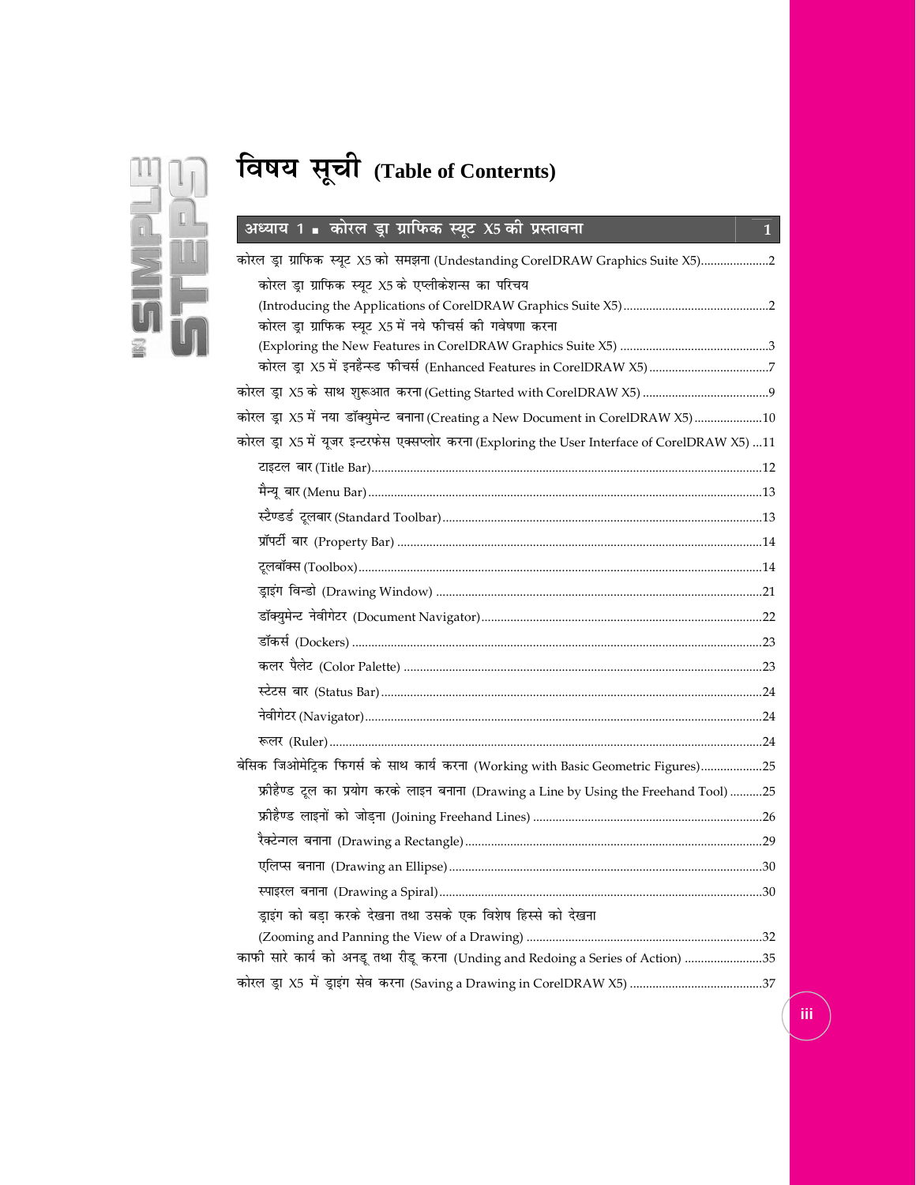# विषय सूची (Table of Conternts)

## अध्याय 1 ■ कोरल ड्रा ग्राफिक स्यूट X5 की प्रस्तावना — 1

कोरल ड्रा ग्राफिक स्यूट X5 को समझना (Undestanding CorelDRAW Graphics Suite X5).....................2

- कोरल ड्रा ग्राफिक स्यूट X5 के एप्लीकेशन्स का परिचय (Introducing the Applications of CorelDRAW Graphics Suite X5).............................................2
- कोरल ड्रा ग्राफिक स्यूट X5 में नये फीचर्स की गवेषणा करना (Exploring the New Features in CorelDRAW Graphics Suite X5) ..............................................3
- कोरल ड्रा X5 में इनहैन्स्ड फीचर्स (Enhanced Features in CorelDRAW X5).....................................7

कोरल ड्रा X5 के साथ शुरूआत करना (Getting Started with CorelDRAW X5).......................................9

कोरल ड्रा X5 में नया डॉक्युमेन्ट बनाना (Creating a New Document in CorelDRAW X5).....................10

कोरल ड्रा X5 में यूजर इन्टरफेस एक्सप्लोर करना (Exploring the User Interface of CorelDRAW X5) ...11

- टाइटल बार (Title Bar)........................................................................................................12
- मैन्यू बार (Menu Bar).........................................................................................................13
- स्टैण्डर्ड टूलबार (Standard Toolbar)..................................................................................13
- प्रॉपर्टी बार (Property Bar) ................................................................................................14
- टूलबॉक्स (Toolbox)............................................................................................................14
- ड्राइंग विन्डो (Drawing Window) ....................................................................................21
- डॉक्युमेन्ट नेवीगेटर (Document Navigator).......................................................................22
- डॉकर्स (Dockers) ..............................................................................................................23
- कलर पैलेट (Color Palette) ..............................................................................................23
- स्टेटस बार (Status Bar).....................................................................................................24
- नेवीगेटर (Navigator)..........................................................................................................24
- रूलर (Ruler).....................................................................................................................24

बेसिक जिओमेट्रिक फिगर्स के साथ कार्य करना (Working with Basic Geometric Figures)...................25

- फ्रीहैण्ड टूल का प्रयोग करके लाइन बनाना (Drawing a Line by Using the Freehand Tool) ..........25
- फ्रीहैण्ड लाइनों को जोड़ना (Joining Freehand Lines) ......................................................26
- रैक्टेन्गल बनाना (Drawing a Rectangle)...........................................................................29
- एलिप्स बनाना (Drawing an Ellipse).................................................................................30
- स्पाइरल बनाना (Drawing a Spiral)...................................................................................30
- ड्राइंग को बड़ा करके देखना तथा उसके एक विशेष हिस्से को देखना (Zooming and Panning the View of a Drawing) ........................................................................32

काफी सारे कार्य को अनडू तथा रीडू करना (Unding and Redoing a Series of Action) ........................35

कोरल ड्रा X5 में ड्राइंग सेव करना (Saving a Drawing in CorelDRAW X5) .........................................37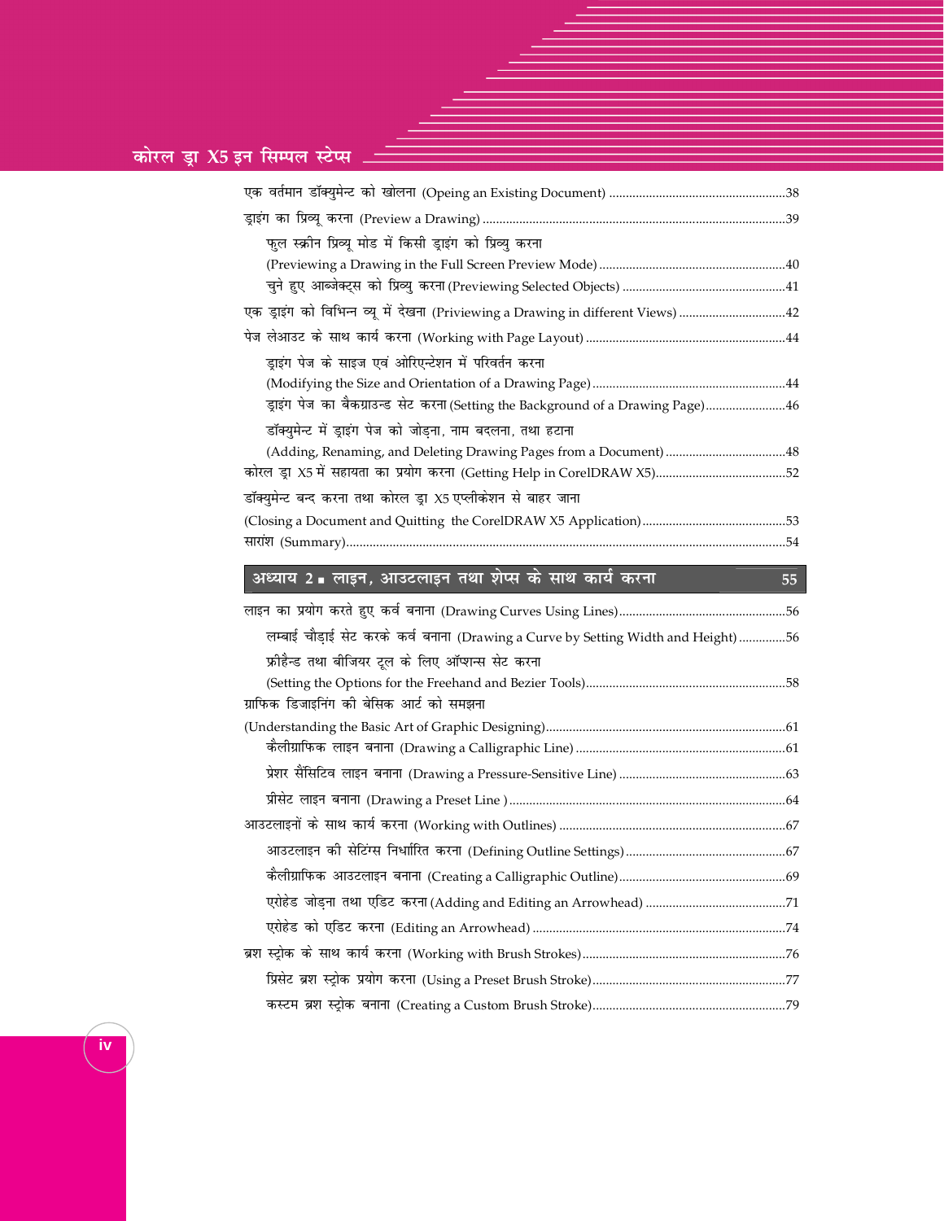एक वर्तमान डॉक्युमेन्ट को खोलना (Opeing an Existing Document) ....................................................38

ड्राइंग का प्रिव्यू करना (Preview a Drawing) ..........................................................................................39

फुल स्क्रीन प्रिव्यू मोड में किसी ड्राइंग को प्रिव्यु करना (Previewing a Drawing in the Full Screen Preview Mode) .......................................................40

चुने हुए आब्जेक्ट्स को प्रिव्यु करना (Previewing Selected Objects) ................................................41

एक ड्राइंग को विभिन्न व्यू में देखना (Priviewing a Drawing in different Views) ...............................42

पेज लेआउट के साथ कार्य करना (Working with Page Layout) ...........................................................44

ड्राइंग पेज के साइज एवं ओरिएन्टेशन में परिवर्तन करना (Modifying the Size and Orientation of a Drawing Page) .........................................................44

ड्राइंग पेज का बैकग्राउन्ड सेट करना (Setting the Background of a Drawing Page) ........................46

डॉक्युमेन्ट में ड्राइंग पेज को जोड़ना, नाम बदलना, तथा हटाना (Adding, Renaming, and Deleting Drawing Pages from a Document) ....................................48

कोरल ड्रा X5 में सहायता का प्रयोग करना (Getting Help in CorelDRAW X5).......................................52

डॉक्युमेन्ट बन्द करना तथा कोरल ड्रा X5 एप्लीकेशन से बाहर जाना (Closing a Document and Quitting the CorelDRAW X5 Application)...........................................53

सारांश (Summary)...................................................................................................................................54

## अध्याय 2 ▪ लाइन, आउटलाइन तथा शेप्स के साथ कार्य करना — 55

लाइन का प्रयोग करते हुए कर्व बनाना (Drawing Curves Using Lines).................................................56

लम्बाई चौड़ाई सेट करके कर्व बनाना (Drawing a Curve by Setting Width and Height) ..............56

फ्रीहैन्ड तथा बीजियर टूल के लिए ऑप्शन्स सेट करना (Setting the Options for the Freehand and Bezier Tools)...........................................................58

ग्राफिक डिजाइनिंग की बेसिक आर्ट को समझना (Understanding the Basic Art of Graphic Designing).......................................................................61

कैलीग्राफिक लाइन बनाना (Drawing a Calligraphic Line) ..............................................................61

प्रेशर सैंसिटिव लाइन बनाना (Drawing a Pressure-Sensitive Line) .................................................63

प्रीसेट लाइन बनाना (Drawing a Preset Line ) ..................................................................................64

आउटलाइनों के साथ कार्य करना (Working with Outlines) ...................................................................67

आउटलाइन की सेटिंग्स निर्धारित करना (Defining Outline Settings)................................................67

कैलीग्राफिक आउटलाइन बनाना (Creating a Calligraphic Outline).................................................69

एरोहेड जोड़ना तथा एडिट करना (Adding and Editing an Arrowhead) ..........................................71

एरोहेड को एडिट करना (Editing an Arrowhead) ...........................................................................74

ब्रश स्ट्रोक के साथ कार्य करना (Working with Brush Strokes)............................................................76

प्रिसेट ब्रश स्ट्रोक प्रयोग करना (Using a Preset Brush Stroke)..........................................................77

कस्टम ब्रश स्ट्रोक बनाना (Creating a Custom Brush Stroke)..........................................................79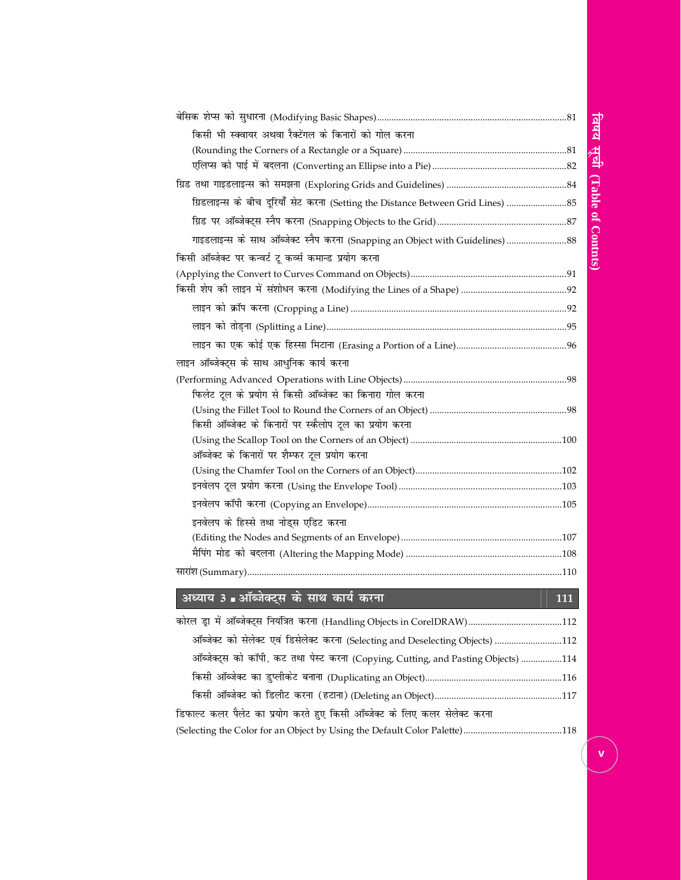बेसिक शेप्स को सुधारना (Modifying Basic Shapes)....................................81

किसी भी स्क्वायर अथवा रैक्टेंगल के किनारों को गोल करना (Rounding the Corners of a Rectangle or a Square)....................................81

एलिप्स को पाई में बदलना (Converting an Ellipse into a Pie)....................................82

ग्रिड तथा गाइडलाइन्स को समझना (Exploring Grids and Guidelines)....................................84

ग्रिडलाइन्स के बीच दूरियाँ सेट करना (Setting the Distance Between Grid Lines)....................................85

ग्रिड पर ऑब्जेक्ट्स स्नैप करना (Snapping Objects to the Grid)....................................87

गाइडलाइन्स के साथ ऑब्जेक्ट स्नैप करना (Snapping an Object with Guidelines)....................................88

किसी ऑब्जेक्ट पर कन्वर्ट टू कर्व्स कमान्ड प्रयोग करना (Applying the Convert to Curves Command on Objects)....................................91

किसी शेप की लाइन में संशोधन करना (Modifying the Lines of a Shape)....................................92

लाइन को क्रॉप करना (Cropping a Line)....................................92

लाइन को तोड़ना (Splitting a Line)....................................95

लाइन का एक कोई एक हिस्सा मिटाना (Erasing a Portion of a Line)....................................96

लाइन ऑब्जेक्ट्स के साथ आधुनिक कार्य करना (Performing Advanced Operations with Line Objects)....................................98

फिलेट टूल के प्रयोग से किसी ऑब्जेक्ट का किनारा गोल करना (Using the Fillet Tool to Round the Corners of an Object)....................................98

किसी ऑब्जेक्ट के किनारों पर स्कैलोप टूल का प्रयोग करना (Using the Scallop Tool on the Corners of an Object)....................................100

ऑब्जेक्ट के किनारों पर शैम्फर टूल प्रयोग करना (Using the Chamfer Tool on the Corners of an Object)....................................102

इनवेलप टूल प्रयोग करना (Using the Envelope Tool)....................................103

इनवेलप कॉपी करना (Copying an Envelope)....................................105

इनवेलप के हिस्से तथा नोड्स एडिट करना (Editing the Nodes and Segments of an Envelope)....................................107

मैपिंग मोड को बदलना (Altering the Mapping Mode)....................................108

सारांश (Summary)....................................110

## अध्याय 3 ▪ ऑब्जेक्ट्स के साथ कार्य करना — 111

कोरल ड्रा में ऑब्जेक्ट्स नियंत्रित करना (Handling Objects in CorelDRAW)....................................112

ऑब्जेक्ट को सेलेक्ट एवं डिसेलेक्ट करना (Selecting and Deselecting Objects)....................................112

ऑब्जेक्ट्स को कॉपी, कट तथा पेस्ट करना (Copying, Cutting, and Pasting Objects)....................................114

किसी ऑब्जेक्ट का डुप्लीकेट बनाना (Duplicating an Object)....................................116

किसी ऑब्जेक्ट को डिलीट करना (हटाना) (Deleting an Object)....................................117

डिफाल्ट कलर पैलेट का प्रयोग करते हुए किसी ऑब्जेक्ट के लिए कलर सेलेक्ट करना (Selecting the Color for an Object by Using the Default Color Palette)....................................118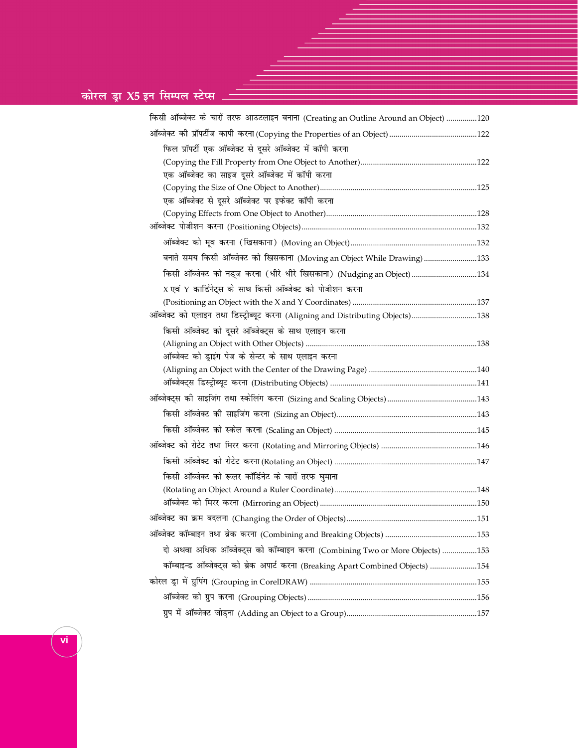किसी ऑब्जेक्ट के चारों तरफ आउटलाइन बनाना (Creating an Outline Around an Object) ...............120

ऑब्जेक्ट की प्रॉपर्टीज कापी करना (Copying the Properties of an Object) ...........................................122

- फिल प्रॉपर्टी एक ऑब्जेक्ट से दूसरे ऑब्जेक्ट में कॉपी करना (Copying the Fill Property from One Object to Another) .........................................................122
- एक ऑब्जेक्ट का साइज दूसरे ऑब्जेक्ट में कॉपी करना (Copying the Size of One Object to Another) ............................................................................125
- एक ऑब्जेक्ट से दूसरे ऑब्जेक्ट पर इफेक्ट कॉपी करना (Copying Effects from One Object to Another) ..........................................................................128

ऑब्जेक्ट पोजीशन करना (Positioning Objects) .....................................................................................132

- ऑब्जेक्ट को मूव करना (खिसकाना) (Moving an Object) .............................................................132
- बनाते समय किसी ऑब्जेक्ट को खिसकाना (Moving an Object While Drawing) ..........................133
- किसी ऑब्जेक्ट को नड्ज करना (धीरे-धीरे खिसकाना) (Nudging an Object) ................................134
- X एवं Y कार्डिनेट्स के साथ किसी ऑब्जेक्ट को पोजीशन करना (Positioning an Object with the X and Y Coordinates) .............................................................137

ऑब्जेक्ट को एलाइन तथा डिस्ट्रीब्यूट करना (Aligning and Distributing Objects) ................................138

- किसी ऑब्जेक्ट को दूसरे ऑब्जेक्ट्स के साथ एलाइन करना (Aligning an Object with Other Objects) ..................................................................................138
- ऑब्जेक्ट को ड्राइंग पेज के सेन्टर के साथ एलाइन करना (Aligning an Object with the Center of the Drawing Page) ....................................................140
- ऑब्जेक्ट्स डिस्ट्रीब्यूट करना (Distributing Objects) .......................................................................141

ऑब्जेक्ट्स की साइजिंग तथा स्केलिंग करना (Sizing and Scaling Objects) ............................................143

- किसी ऑब्जेक्ट की साइजिंग करना (Sizing an Object) .....................................................................143
- किसी ऑब्जेक्ट को स्केल करना (Scaling an Object) .......................................................................145

ऑब्जेक्ट को रोटेट तथा मिरर करना (Rotating and Mirroring Objects) ...............................................146

- किसी ऑब्जेक्ट को रोटेट करना (Rotating an Object) .......................................................................147
- किसी ऑब्जेक्ट को रूलर कॉर्डिनेट के चारों तरफ घुमाना (Rotating an Object Around a Ruler Coordinate) ......................................................................148
- ऑब्जेक्ट को मिरर करना (Mirroring an Object) .............................................................................150

ऑब्जेक्ट का क्रम बदलना (Changing the Order of Objects) ................................................................151

ऑब्जेक्ट कॉम्बाइन तथा ब्रेक करना (Combining and Breaking Objects) .............................................153

- दो अथवा अधिक ऑब्जेक्ट्स को कॉम्बाइन करना (Combining Two or More Objects) .................153
- कॉम्बाइन्ड ऑब्जेक्ट्स को ब्रेक अपार्ट करना (Breaking Apart Combined Objects) .......................154

कोरल ड्रा में ग्रुपिंग (Grouping in CorelDRAW) ..................................................................................155

- ऑब्जेक्ट को ग्रुप करना (Grouping Objects) ...................................................................................156
- ग्रुप में ऑब्जेक्ट जोड़ना (Adding an Object to a Group) ................................................................157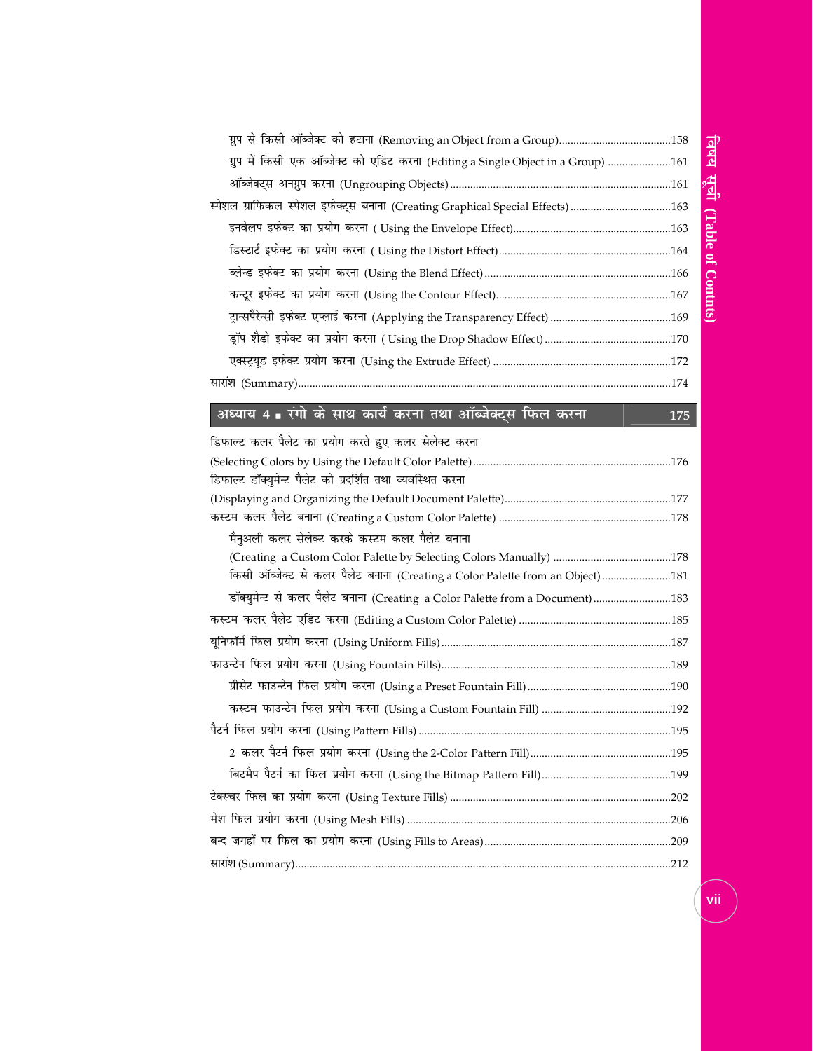ग्रुप से किसी ऑब्जेक्ट को हटाना (Removing an Object from a Group) ....... 158
ग्रुप में किसी एक ऑब्जेक्ट को एडिट करना (Editing a Single Object in a Group) ....... 161
ऑब्जेक्ट्स अनग्रुप करना (Ungrouping Objects) ....... 161
स्पेशल ग्राफिकल स्पेशल इफेक्ट्स बनाना (Creating Graphical Special Effects) ....... 163
इनवेलप इफेक्ट का प्रयोग करना ( Using the Envelope Effect) ....... 163
डिस्टार्ट इफेक्ट का प्रयोग करना ( Using the Distort Effect) ....... 164
ब्लेन्ड इफेक्ट का प्रयोग करना (Using the Blend Effect) ....... 166
कन्टूर इफेक्ट का प्रयोग करना (Using the Contour Effect) ....... 167
ट्रान्सपैरेन्सी इफेक्ट एप्लाई करना (Applying the Transparency Effect) ....... 169
ड्रॉप शैडो इफेक्ट का प्रयोग करना ( Using the Drop Shadow Effect) ....... 170
एक्स्ट्रयूड इफेक्ट प्रयोग करना (Using the Extrude Effect) ....... 172
सारांश (Summary) ....... 174

## अध्याय 4 ■ रंगो के साथ कार्य करना तथा ऑब्जेक्ट्स फिल करना — 175

डिफाल्ट कलर पैलेट का प्रयोग करते हुए कलर सेलेक्ट करना
(Selecting Colors by Using the Default Color Palette) ....... 176
डिफाल्ट डॉक्युमेन्ट पैलेट को प्रदर्शित तथा व्यवस्थित करना
(Displaying and Organizing the Default Document Palette) ....... 177
कस्टम कलर पैलेट बनाना (Creating a Custom Color Palette) ....... 178
मैनुअली कलर सेलेक्ट करके कस्टम कलर पैलेट बनाना
(Creating a Custom Color Palette by Selecting Colors Manually) ....... 178
किसी ऑब्जेक्ट से कलर पैलेट बनाना (Creating a Color Palette from an Object) ....... 181
डॉक्युमेन्ट से कलर पैलेट बनाना (Creating a Color Palette from a Document) ....... 183
कस्टम कलर पैलेट एडिट करना (Editing a Custom Color Palette) ....... 185
यूनिफॉर्म फिल प्रयोग करना (Using Uniform Fills) ....... 187
फाउन्टेन फिल प्रयोग करना (Using Fountain Fills) ....... 189
प्रीसेट फाउन्टेन फिल प्रयोग करना (Using a Preset Fountain Fill) ....... 190
कस्टम फाउन्टेन फिल प्रयोग करना (Using a Custom Fountain Fill) ....... 192
पैटर्न फिल प्रयोग करना (Using Pattern Fills) ....... 195
2-कलर पैटर्न फिल प्रयोग करना (Using the 2-Color Pattern Fill) ....... 195
बिटमैप पैटर्न का फिल प्रयोग करना (Using the Bitmap Pattern Fill) ....... 199
टेक्स्चर फिल का प्रयोग करना (Using Texture Fills) ....... 202
मेश फिल प्रयोग करना (Using Mesh Fills) ....... 206
बन्द जगहों पर फिल का प्रयोग करना (Using Fills to Areas) ....... 209
सारांश (Summary) ....... 212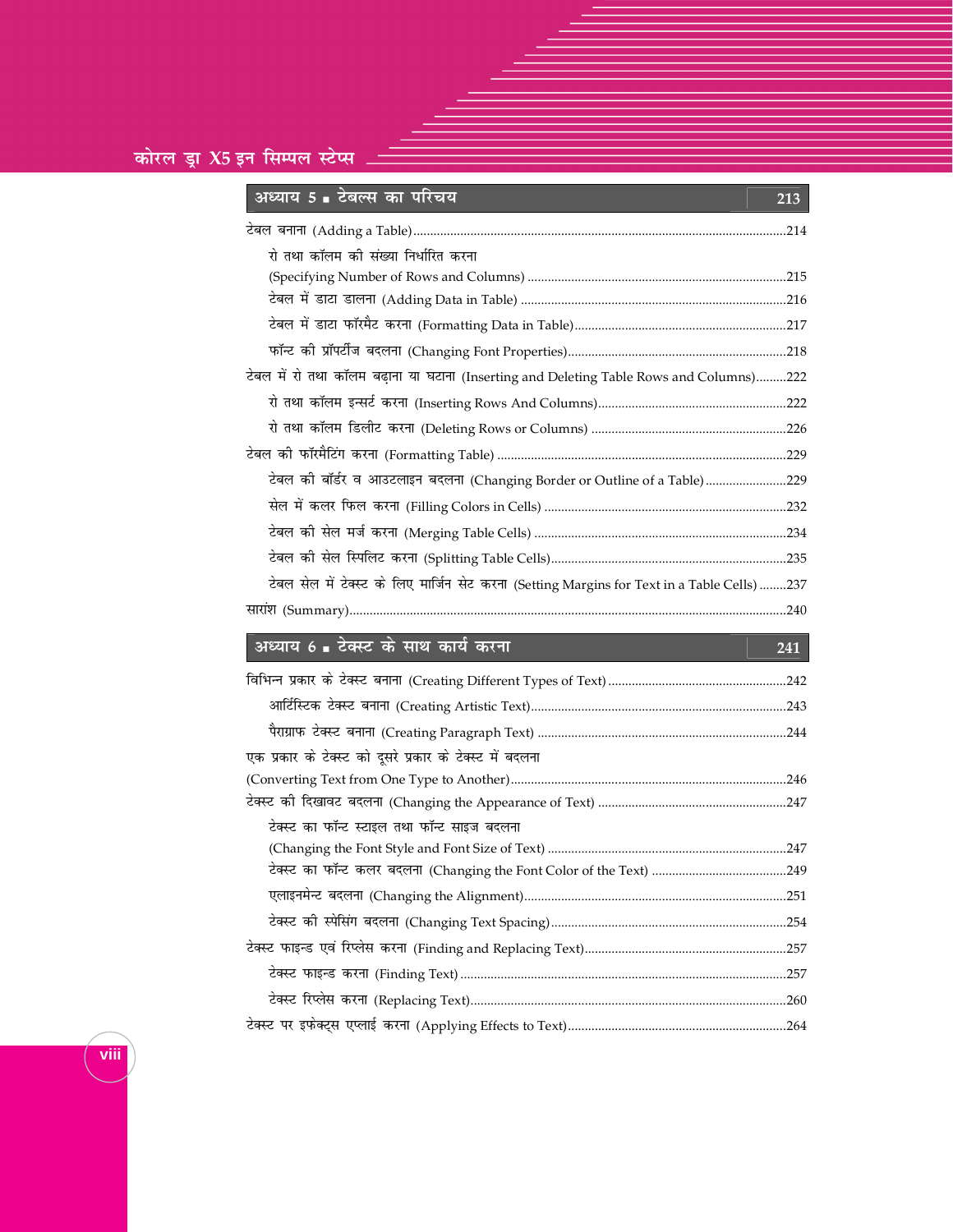## अध्याय 5 ■ टेबल्स का परिचय — 213

टेबल बनाना (Adding a Table)...214

- रो तथा कॉलम की संख्या निर्धारित करना (Specifying Number of Rows and Columns)...215
- टेबल में डाटा डालना (Adding Data in Table)...216
- टेबल में डाटा फॉरमैट करना (Formatting Data in Table)...217
- फॉन्ट की प्रॉपर्टीज बदलना (Changing Font Properties)...218

टेबल में रो तथा कॉलम बढ़ाना या घटाना (Inserting and Deleting Table Rows and Columns)...222

- रो तथा कॉलम इन्सर्ट करना (Inserting Rows And Columns)...222
- रो तथा कॉलम डिलीट करना (Deleting Rows or Columns)...226

टेबल की फॉरमैटिंग करना (Formatting Table)...229

- टेबल की बॉर्डर व आउटलाइन बदलना (Changing Border or Outline of a Table)...229
- सेल में कलर फिल करना (Filling Colors in Cells)...232
- टेबल की सेल मर्ज करना (Merging Table Cells)...234
- टेबल की सेल स्पिलिट करना (Splitting Table Cells)...235
- टेबल सेल में टेक्स्ट के लिए मार्जिन सेट करना (Setting Margins for Text in a Table Cells)...237

सारांश (Summary)...240

## अध्याय 6 ■ टेक्स्ट के साथ कार्य करना — 241

विभिन्न प्रकार के टेक्स्ट बनाना (Creating Different Types of Text)...242

- आर्टिस्टिक टेक्स्ट बनाना (Creating Artistic Text)...243
- पैराग्राफ टेक्स्ट बनाना (Creating Paragraph Text)...244

एक प्रकार के टेक्स्ट को दूसरे प्रकार के टेक्स्ट में बदलना (Converting Text from One Type to Another)...246

टेक्स्ट की दिखावट बदलना (Changing the Appearance of Text)...247

- टेक्स्ट का फॉन्ट स्टाइल तथा फॉन्ट साइज बदलना (Changing the Font Style and Font Size of Text)...247
- टेक्स्ट का फॉन्ट कलर बदलना (Changing the Font Color of the Text)...249
- एलाइनमेन्ट बदलना (Changing the Alignment)...251
- टेक्स्ट की स्पेसिंग बदलना (Changing Text Spacing)...254

टेक्स्ट फाइन्ड एवं रिप्लेस करना (Finding and Replacing Text)...257

- टेक्स्ट फाइन्ड करना (Finding Text)...257
- टेक्स्ट रिप्लेस करना (Replacing Text)...260

टेक्स्ट पर इफेक्ट्स एप्लाई करना (Applying Effects to Text)...264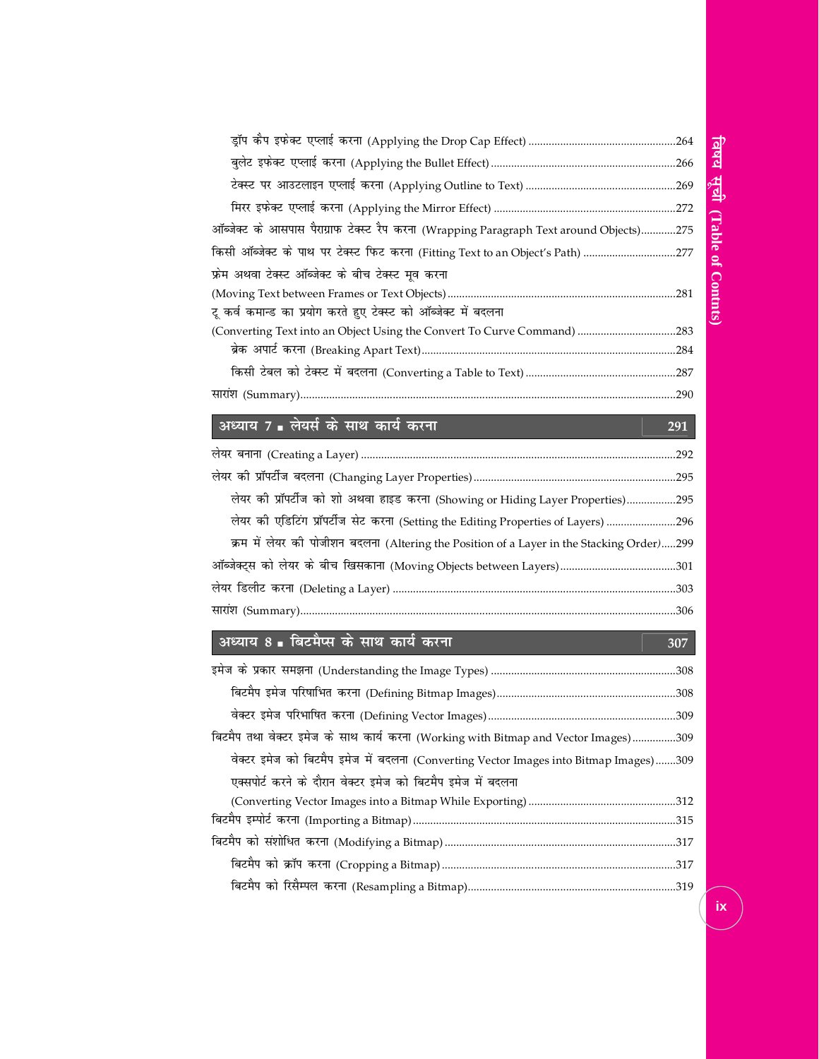- ड्रॉप कैप इफेक्ट एप्लाई करना (Applying the Drop Cap Effect) ....................................................264
- बुलेट इफेक्ट एप्लाई करना (Applying the Bullet Effect) ....................................................266
- टेक्स्ट पर आउटलाइन एप्लाई करना (Applying Outline to Text) ....................................................269
- मिरर इफेक्ट एप्लाई करना (Applying the Mirror Effect) ....................................................272

ऑब्जेक्ट के आसपास पैराग्राफ टेक्स्ट रैप करना (Wrapping Paragraph Text around Objects)............275

किसी ऑब्जेक्ट के पाथ पर टेक्स्ट फिट करना (Fitting Text to an Object's Path) ................................277

फ्रेम अथवा टेक्स्ट ऑब्जेक्ट के बीच टेक्स्ट मूव करना (Moving Text between Frames or Text Objects)....................................................281

टू कर्व कमान्ड का प्रयोग करते हुए टेक्स्ट को ऑब्जेक्ट में बदलना (Converting Text into an Object Using the Convert To Curve Command) ..................................283

- ब्रेक अपार्ट करना (Breaking Apart Text)....................................................284
- किसी टेबल को टेक्स्ट में बदलना (Converting a Table to Text) ....................................................287

सारांश (Summary)....................................................290

## अध्याय 7 ▪ लेयर्स के साथ कार्य करना — 291

लेयर बनाना (Creating a Layer) ....................................................292

लेयर की प्रॉपर्टीज बदलना (Changing Layer Properties)....................................................295

- लेयर की प्रॉपर्टीज को शो अथवा हाइड करना (Showing or Hiding Layer Properties).................295
- लेयर की एडिटिंग प्रॉपर्टीज सेट करना (Setting the Editing Properties of Layers) ........................296
- क्रम में लेयर की पोजीशन बदलना (Altering the Position of a Layer in the Stacking Order).....299

ऑब्जेक्ट्स को लेयर के बीच खिसकाना (Moving Objects between Layers)........................................301

लेयर डिलीट करना (Deleting a Layer) ....................................................303

सारांश (Summary)....................................................306

## अध्याय 8 ▪ बिटमैप्स के साथ कार्य करना — 307

इमेज के प्रकार समझना (Understanding the Image Types) ....................................................308

- बिटमैप इमेज परिषाभित करना (Defining Bitmap Images)....................................................308
- वेक्टर इमेज परिभाषित करना (Defining Vector Images)....................................................309

बिटमैप तथा वेक्टर इमेज के साथ कार्य करना (Working with Bitmap and Vector Images)...............309

- वेक्टर इमेज को बिटमैप इमेज में बदलना (Converting Vector Images into Bitmap Images).......309
- एक्सपोर्ट करने के दौरान वेक्टर इमेज को बिटमैप इमेज में बदलना (Converting Vector Images into a Bitmap While Exporting) ....................................................312

बिटमैप इम्पोर्ट करना (Importing a Bitmap)....................................................315

बिटमैप को संशोधित करना (Modifying a Bitmap)....................................................317

- बिटमैप को क्रॉप करना (Cropping a Bitmap)....................................................317
- बिटमैप को रिसैम्पल करना (Resampling a Bitmap)....................................................319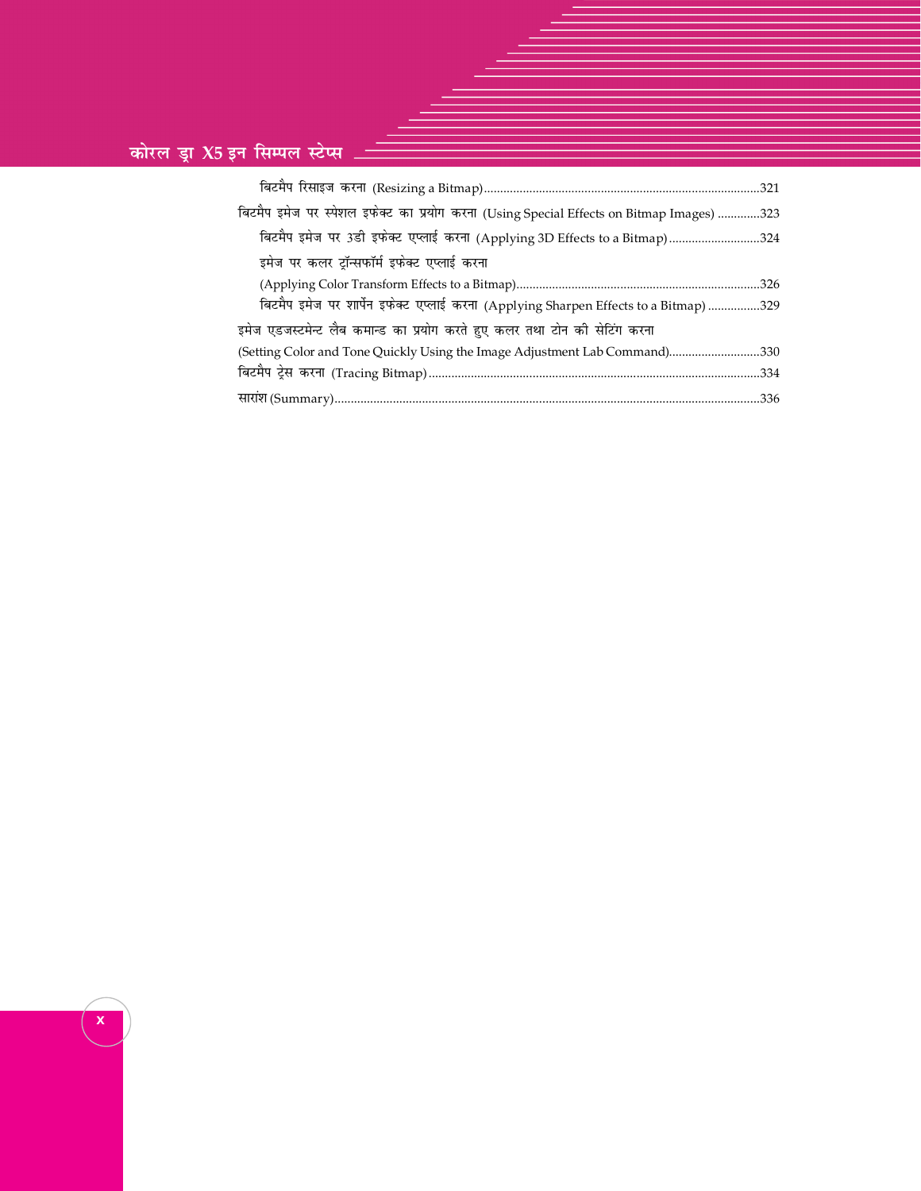- बिटमैप रिसाइज करना (Resizing a Bitmap)....................................................................................321

बिटमैप इमेज पर स्पेशल इफेक्ट का प्रयोग करना (Using Special Effects on Bitmap Images) .............323

- बिटमैप इमेज पर 3डी इफेक्ट एप्लाई करना (Applying 3D Effects to a Bitmap)............................324
- इमेज पर कलर ट्रॉन्सफॉर्म इफेक्ट एप्लाई करना (Applying Color Transform Effects to a Bitmap)...........................................................................326
- बिटमैप इमेज पर शार्पेन इफेक्ट एप्लाई करना (Applying Sharpen Effects to a Bitmap) ................329

इमेज एडजस्टमेन्ट लैब कमान्ड का प्रयोग करते हुए कलर तथा टोन की सेटिंग करना (Setting Color and Tone Quickly Using the Image Adjustment Lab Command)............................330

बिटमैप ट्रेस करना (Tracing Bitmap)......................................................................................................334

सारांश (Summary)...................................................................................................................................336